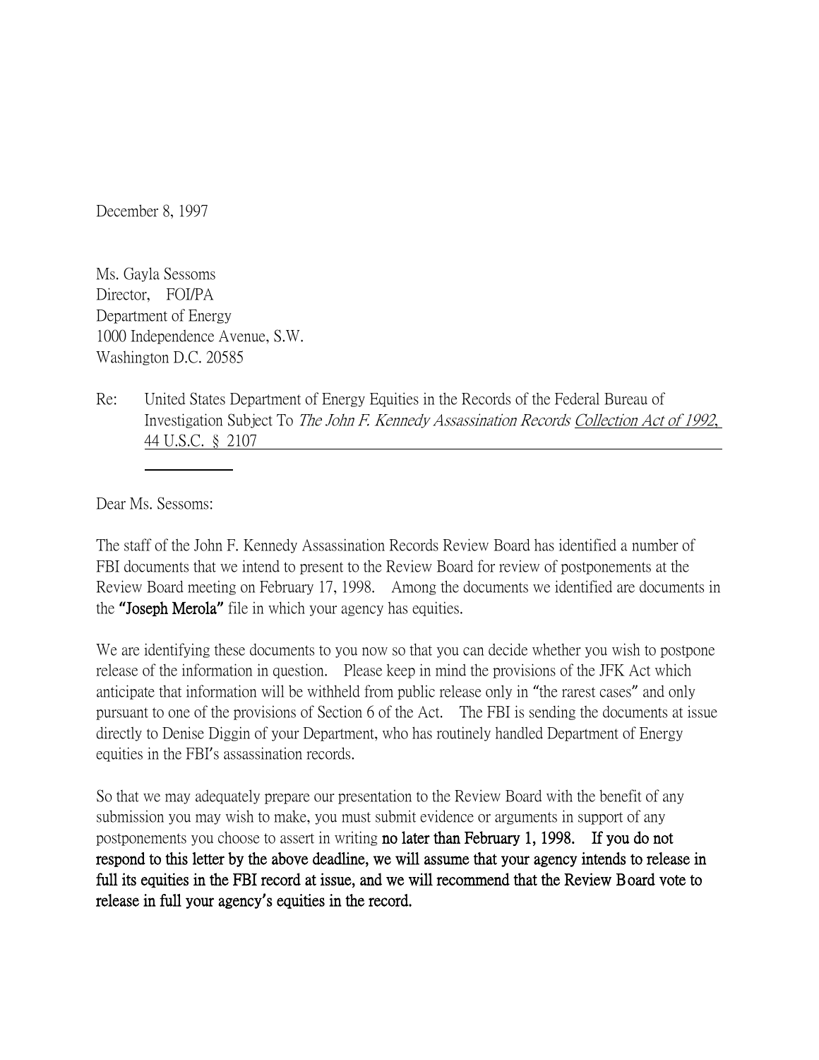December 8, 1997

Ms. Gayla Sessoms
Director, FOI/PA
Department of Energy
1000 Independence Avenue, S.W.
Washington D.C. 20585

Re: United States Department of Energy Equities in the Records of the Federal Bureau of Investigation Subject To *The John F. Kennedy Assassination Records* Collection Act of 1992, 44 U.S.C. § 2107

Dear Ms. Sessoms:

The staff of the John F. Kennedy Assassination Records Review Board has identified a number of FBI documents that we intend to present to the Review Board for review of postponements at the Review Board meeting on February 17, 1998. Among the documents we identified are documents in the **"Joseph Merola"** file in which your agency has equities.

We are identifying these documents to you now so that you can decide whether you wish to postpone release of the information in question. Please keep in mind the provisions of the JFK Act which anticipate that information will be withheld from public release only in "the rarest cases" and only pursuant to one of the provisions of Section 6 of the Act. The FBI is sending the documents at issue directly to Denise Diggin of your Department, who has routinely handled Department of Energy equities in the FBI's assassination records.

So that we may adequately prepare our presentation to the Review Board with the benefit of any submission you may wish to make, you must submit evidence or arguments in support of any postponements you choose to assert in writing **no later than February 1, 1998. If you do not respond to this letter by the above deadline, we will assume that your agency intends to release in full its equities in the FBI record at issue, and we will recommend that the Review Board vote to release in full your agency's equities in the record.**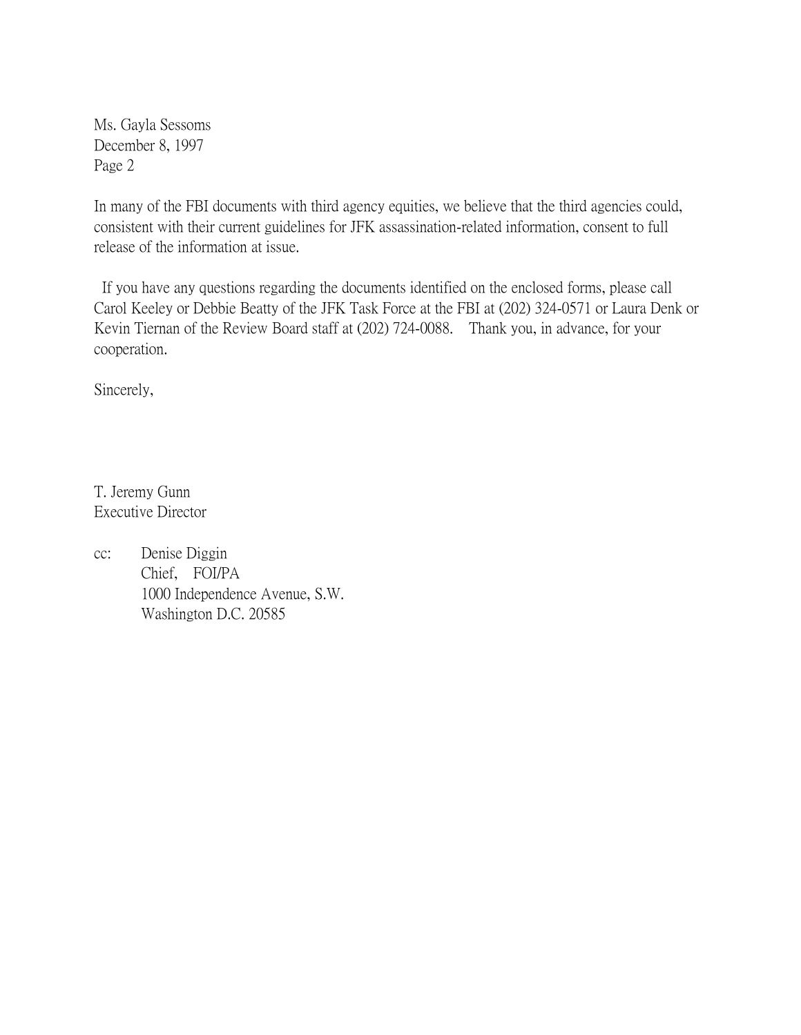Ms. Gayla Sessoms
December 8, 1997
Page 2

In many of the FBI documents with third agency equities, we believe that the third agencies could, consistent with their current guidelines for JFK assassination-related information, consent to full release of the information at issue.

If you have any questions regarding the documents identified on the enclosed forms, please call Carol Keeley or Debbie Beatty of the JFK Task Force at the FBI at (202) 324-0571 or Laura Denk or Kevin Tiernan of the Review Board staff at (202) 724-0088. Thank you, in advance, for your cooperation.

Sincerely,

T. Jeremy Gunn
Executive Director

cc: Denise Diggin
Chief, FOI/PA
1000 Independence Avenue, S.W.
Washington D.C. 20585